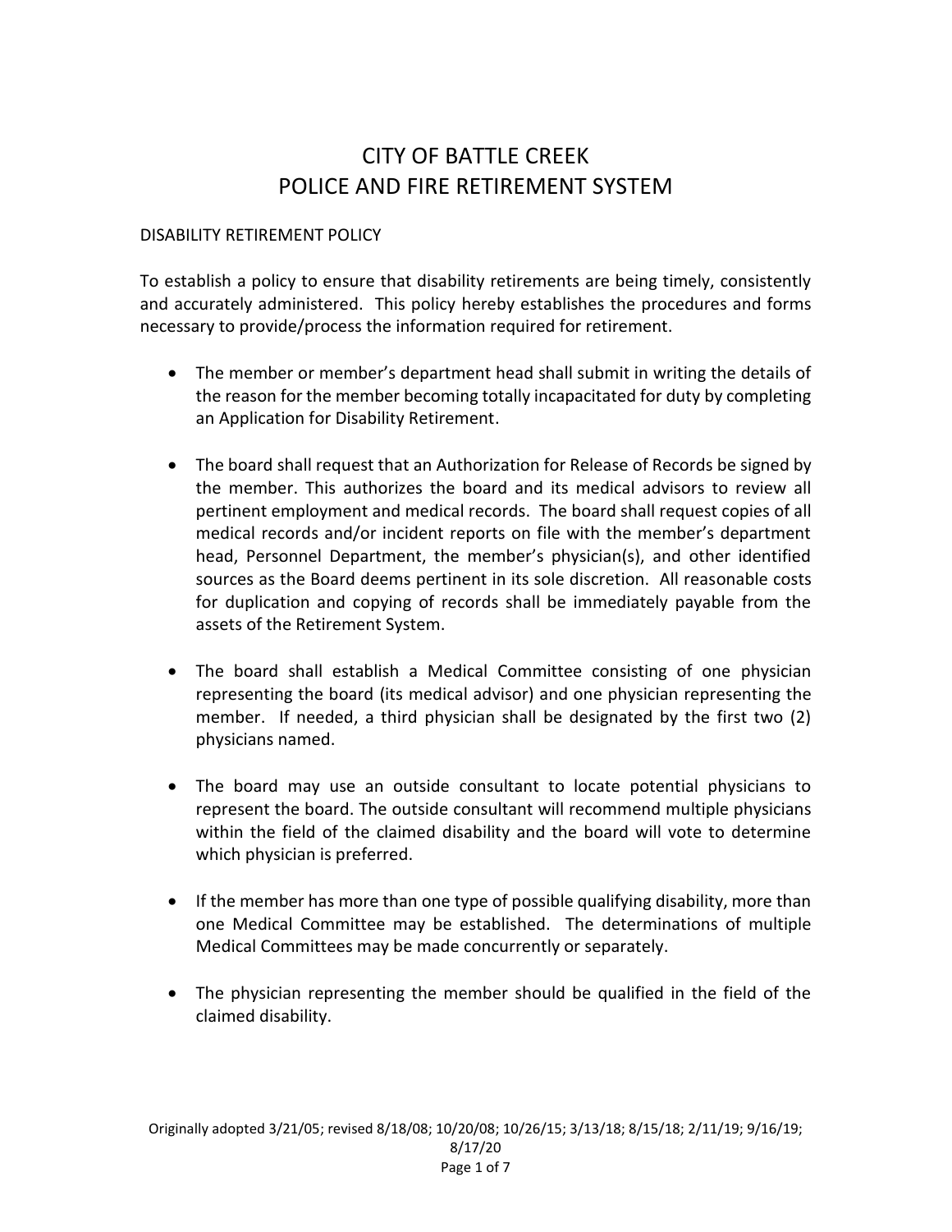# CITY OF BATTLE CREEK
# POLICE AND FIRE RETIREMENT SYSTEM

DISABILITY RETIREMENT POLICY

To establish a policy to ensure that disability retirements are being timely, consistently and accurately administered. This policy hereby establishes the procedures and forms necessary to provide/process the information required for retirement.

- The member or member's department head shall submit in writing the details of the reason for the member becoming totally incapacitated for duty by completing an Application for Disability Retirement.

- The board shall request that an Authorization for Release of Records be signed by the member. This authorizes the board and its medical advisors to review all pertinent employment and medical records. The board shall request copies of all medical records and/or incident reports on file with the member's department head, Personnel Department, the member's physician(s), and other identified sources as the Board deems pertinent in its sole discretion. All reasonable costs for duplication and copying of records shall be immediately payable from the assets of the Retirement System.

- The board shall establish a Medical Committee consisting of one physician representing the board (its medical advisor) and one physician representing the member. If needed, a third physician shall be designated by the first two (2) physicians named.

- The board may use an outside consultant to locate potential physicians to represent the board. The outside consultant will recommend multiple physicians within the field of the claimed disability and the board will vote to determine which physician is preferred.

- If the member has more than one type of possible qualifying disability, more than one Medical Committee may be established. The determinations of multiple Medical Committees may be made concurrently or separately.

- The physician representing the member should be qualified in the field of the claimed disability.

Originally adopted 3/21/05; revised 8/18/08; 10/20/08; 10/26/15; 3/13/18; 8/15/18; 2/11/19; 9/16/19; 8/17/20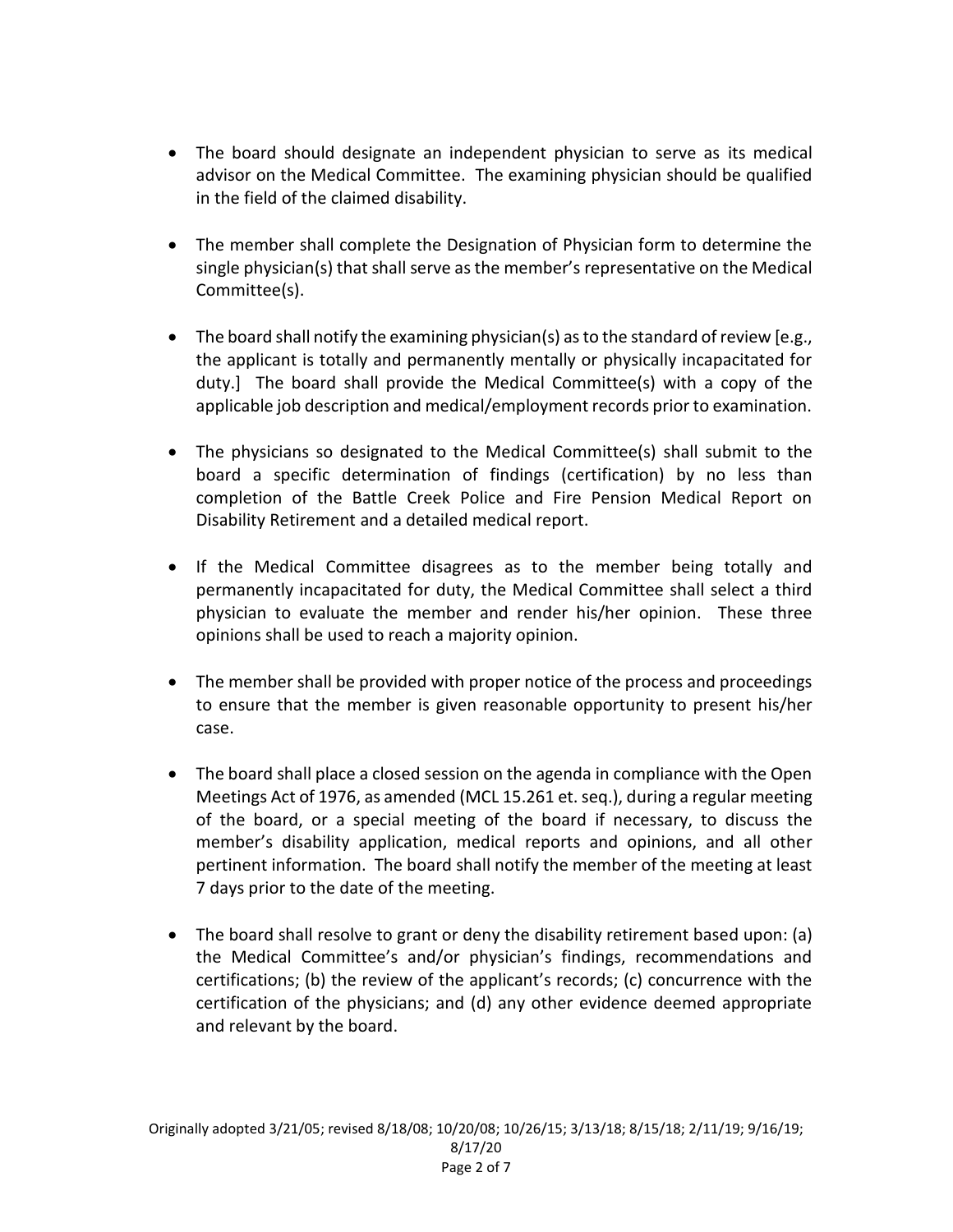- The board should designate an independent physician to serve as its medical advisor on the Medical Committee. The examining physician should be qualified in the field of the claimed disability.

- The member shall complete the Designation of Physician form to determine the single physician(s) that shall serve as the member's representative on the Medical Committee(s).

- The board shall notify the examining physician(s) as to the standard of review [e.g., the applicant is totally and permanently mentally or physically incapacitated for duty.] The board shall provide the Medical Committee(s) with a copy of the applicable job description and medical/employment records prior to examination.

- The physicians so designated to the Medical Committee(s) shall submit to the board a specific determination of findings (certification) by no less than completion of the Battle Creek Police and Fire Pension Medical Report on Disability Retirement and a detailed medical report.

- If the Medical Committee disagrees as to the member being totally and permanently incapacitated for duty, the Medical Committee shall select a third physician to evaluate the member and render his/her opinion. These three opinions shall be used to reach a majority opinion.

- The member shall be provided with proper notice of the process and proceedings to ensure that the member is given reasonable opportunity to present his/her case.

- The board shall place a closed session on the agenda in compliance with the Open Meetings Act of 1976, as amended (MCL 15.261 et. seq.), during a regular meeting of the board, or a special meeting of the board if necessary, to discuss the member's disability application, medical reports and opinions, and all other pertinent information. The board shall notify the member of the meeting at least 7 days prior to the date of the meeting.

- The board shall resolve to grant or deny the disability retirement based upon: (a) the Medical Committee's and/or physician's findings, recommendations and certifications; (b) the review of the applicant's records; (c) concurrence with the certification of the physicians; and (d) any other evidence deemed appropriate and relevant by the board.

Originally adopted 3/21/05; revised 8/18/08; 10/20/08; 10/26/15; 3/13/18; 8/15/18; 2/11/19; 9/16/19; 8/17/20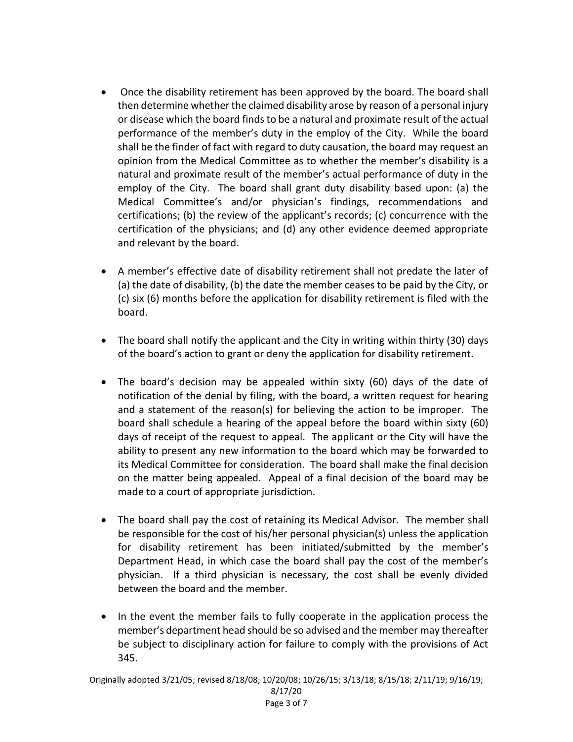- Once the disability retirement has been approved by the board. The board shall then determine whether the claimed disability arose by reason of a personal injury or disease which the board finds to be a natural and proximate result of the actual performance of the member's duty in the employ of the City. While the board shall be the finder of fact with regard to duty causation, the board may request an opinion from the Medical Committee as to whether the member's disability is a natural and proximate result of the member's actual performance of duty in the employ of the City. The board shall grant duty disability based upon: (a) the Medical Committee's and/or physician's findings, recommendations and certifications; (b) the review of the applicant's records; (c) concurrence with the certification of the physicians; and (d) any other evidence deemed appropriate and relevant by the board.

- A member's effective date of disability retirement shall not predate the later of (a) the date of disability, (b) the date the member ceases to be paid by the City, or (c) six (6) months before the application for disability retirement is filed with the board.

- The board shall notify the applicant and the City in writing within thirty (30) days of the board's action to grant or deny the application for disability retirement.

- The board's decision may be appealed within sixty (60) days of the date of notification of the denial by filing, with the board, a written request for hearing and a statement of the reason(s) for believing the action to be improper. The board shall schedule a hearing of the appeal before the board within sixty (60) days of receipt of the request to appeal. The applicant or the City will have the ability to present any new information to the board which may be forwarded to its Medical Committee for consideration. The board shall make the final decision on the matter being appealed. Appeal of a final decision of the board may be made to a court of appropriate jurisdiction.

- The board shall pay the cost of retaining its Medical Advisor. The member shall be responsible for the cost of his/her personal physician(s) unless the application for disability retirement has been initiated/submitted by the member's Department Head, in which case the board shall pay the cost of the member's physician. If a third physician is necessary, the cost shall be evenly divided between the board and the member.

- In the event the member fails to fully cooperate in the application process the member's department head should be so advised and the member may thereafter be subject to disciplinary action for failure to comply with the provisions of Act 345.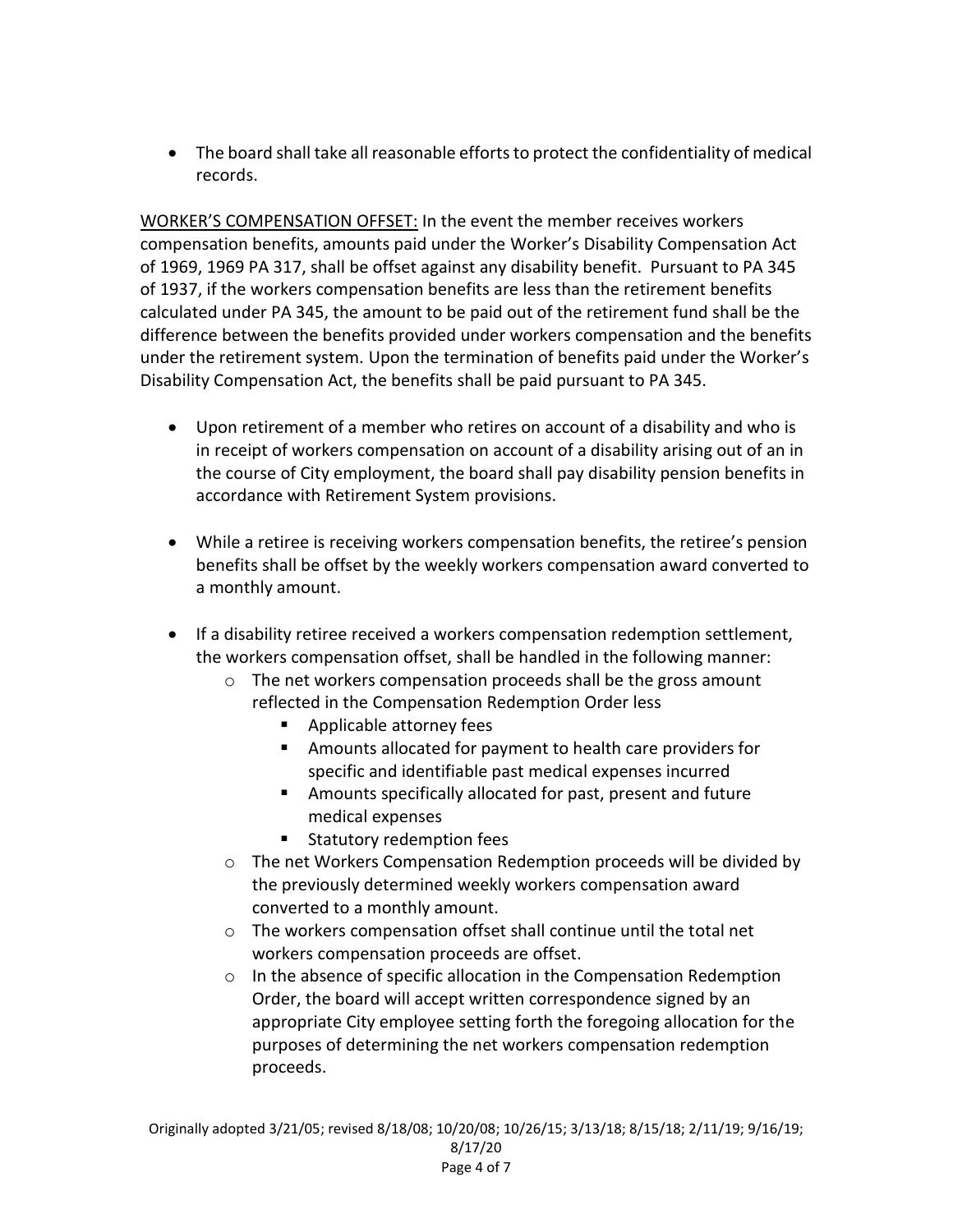- The board shall take all reasonable efforts to protect the confidentiality of medical records.

<u>WORKER'S COMPENSATION OFFSET:</u> In the event the member receives workers compensation benefits, amounts paid under the Worker's Disability Compensation Act of 1969, 1969 PA 317, shall be offset against any disability benefit. Pursuant to PA 345 of 1937, if the workers compensation benefits are less than the retirement benefits calculated under PA 345, the amount to be paid out of the retirement fund shall be the difference between the benefits provided under workers compensation and the benefits under the retirement system. Upon the termination of benefits paid under the Worker's Disability Compensation Act, the benefits shall be paid pursuant to PA 345.

- Upon retirement of a member who retires on account of a disability and who is in receipt of workers compensation on account of a disability arising out of an in the course of City employment, the board shall pay disability pension benefits in accordance with Retirement System provisions.

- While a retiree is receiving workers compensation benefits, the retiree's pension benefits shall be offset by the weekly workers compensation award converted to a monthly amount.

- If a disability retiree received a workers compensation redemption settlement, the workers compensation offset, shall be handled in the following manner:
  - The net workers compensation proceeds shall be the gross amount reflected in the Compensation Redemption Order less
    - Applicable attorney fees
    - Amounts allocated for payment to health care providers for specific and identifiable past medical expenses incurred
    - Amounts specifically allocated for past, present and future medical expenses
    - Statutory redemption fees
  - The net Workers Compensation Redemption proceeds will be divided by the previously determined weekly workers compensation award converted to a monthly amount.
  - The workers compensation offset shall continue until the total net workers compensation proceeds are offset.
  - In the absence of specific allocation in the Compensation Redemption Order, the board will accept written correspondence signed by an appropriate City employee setting forth the foregoing allocation for the purposes of determining the net workers compensation redemption proceeds.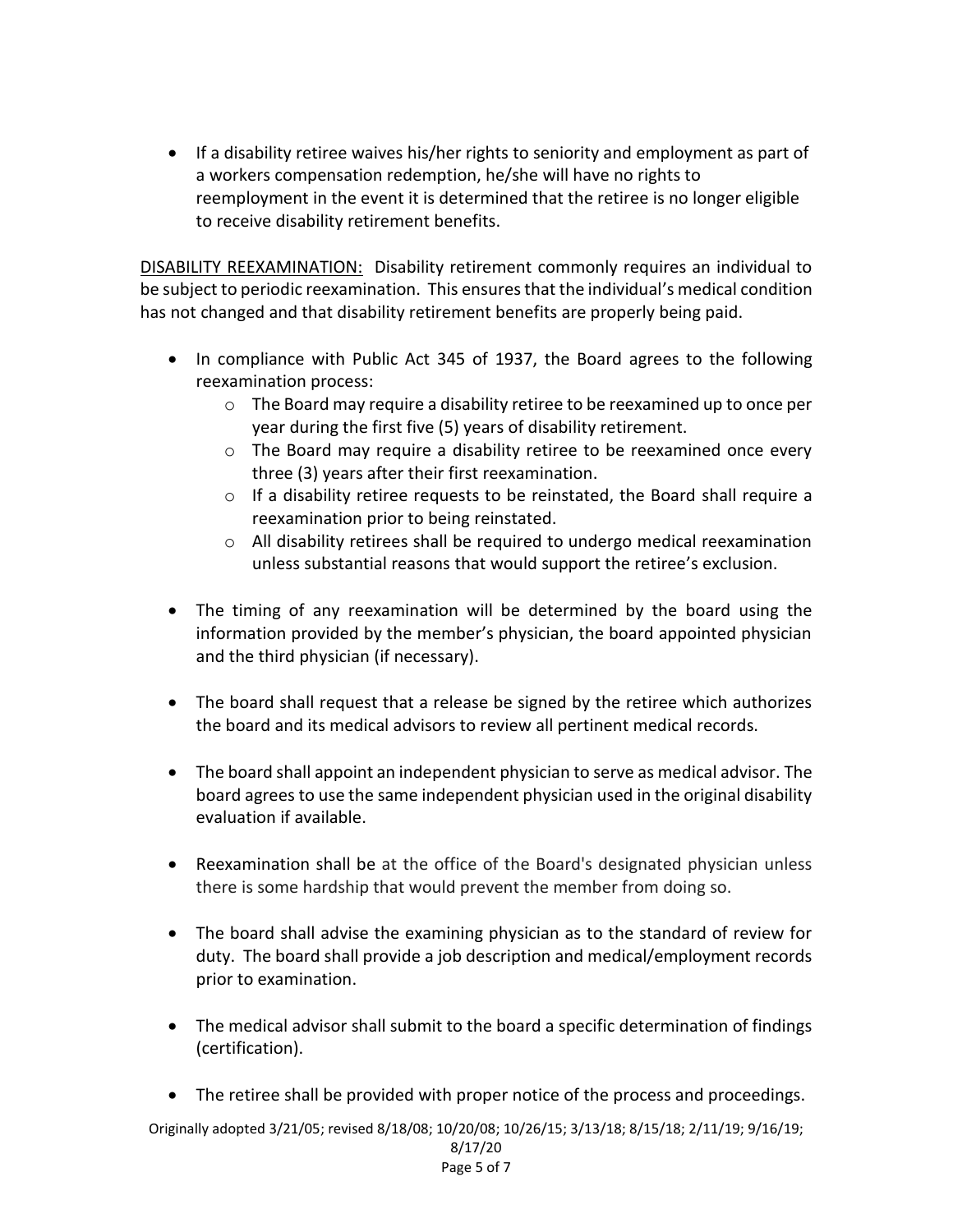- If a disability retiree waives his/her rights to seniority and employment as part of a workers compensation redemption, he/she will have no rights to reemployment in the event it is determined that the retiree is no longer eligible to receive disability retirement benefits.

<u>DISABILITY REEXAMINATION:</u> Disability retirement commonly requires an individual to be subject to periodic reexamination. This ensures that the individual's medical condition has not changed and that disability retirement benefits are properly being paid.

- In compliance with Public Act 345 of 1937, the Board agrees to the following reexamination process:
  - The Board may require a disability retiree to be reexamined up to once per year during the first five (5) years of disability retirement.
  - The Board may require a disability retiree to be reexamined once every three (3) years after their first reexamination.
  - If a disability retiree requests to be reinstated, the Board shall require a reexamination prior to being reinstated.
  - All disability retirees shall be required to undergo medical reexamination unless substantial reasons that would support the retiree's exclusion.

- The timing of any reexamination will be determined by the board using the information provided by the member's physician, the board appointed physician and the third physician (if necessary).

- The board shall request that a release be signed by the retiree which authorizes the board and its medical advisors to review all pertinent medical records.

- The board shall appoint an independent physician to serve as medical advisor. The board agrees to use the same independent physician used in the original disability evaluation if available.

- Reexamination shall be at the office of the Board's designated physician unless there is some hardship that would prevent the member from doing so.

- The board shall advise the examining physician as to the standard of review for duty. The board shall provide a job description and medical/employment records prior to examination.

- The medical advisor shall submit to the board a specific determination of findings (certification).

- The retiree shall be provided with proper notice of the process and proceedings.

Originally adopted 3/21/05; revised 8/18/08; 10/20/08; 10/26/15; 3/13/18; 8/15/18; 2/11/19; 9/16/19; 8/17/20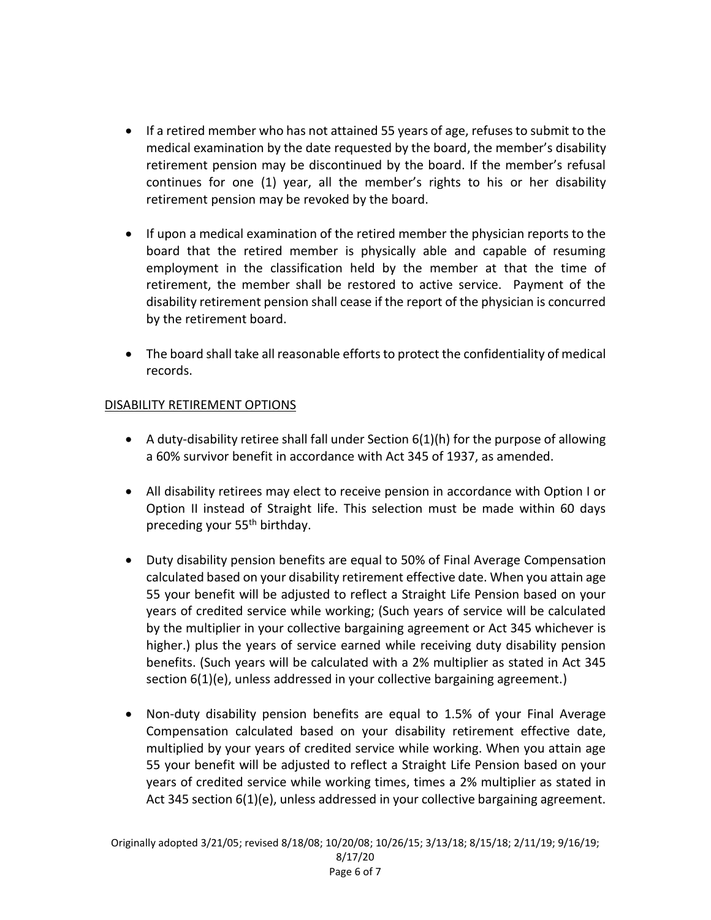- If a retired member who has not attained 55 years of age, refuses to submit to the medical examination by the date requested by the board, the member's disability retirement pension may be discontinued by the board. If the member's refusal continues for one (1) year, all the member's rights to his or her disability retirement pension may be revoked by the board.

- If upon a medical examination of the retired member the physician reports to the board that the retired member is physically able and capable of resuming employment in the classification held by the member at that the time of retirement, the member shall be restored to active service. Payment of the disability retirement pension shall cease if the report of the physician is concurred by the retirement board.

- The board shall take all reasonable efforts to protect the confidentiality of medical records.

DISABILITY RETIREMENT OPTIONS

- A duty-disability retiree shall fall under Section 6(1)(h) for the purpose of allowing a 60% survivor benefit in accordance with Act 345 of 1937, as amended.

- All disability retirees may elect to receive pension in accordance with Option I or Option II instead of Straight life. This selection must be made within 60 days preceding your 55th birthday.

- Duty disability pension benefits are equal to 50% of Final Average Compensation calculated based on your disability retirement effective date. When you attain age 55 your benefit will be adjusted to reflect a Straight Life Pension based on your years of credited service while working; (Such years of service will be calculated by the multiplier in your collective bargaining agreement or Act 345 whichever is higher.) plus the years of service earned while receiving duty disability pension benefits. (Such years will be calculated with a 2% multiplier as stated in Act 345 section 6(1)(e), unless addressed in your collective bargaining agreement.)

- Non-duty disability pension benefits are equal to 1.5% of your Final Average Compensation calculated based on your disability retirement effective date, multiplied by your years of credited service while working. When you attain age 55 your benefit will be adjusted to reflect a Straight Life Pension based on your years of credited service while working times, times a 2% multiplier as stated in Act 345 section 6(1)(e), unless addressed in your collective bargaining agreement.

Originally adopted 3/21/05; revised 8/18/08; 10/20/08; 10/26/15; 3/13/18; 8/15/18; 2/11/19; 9/16/19; 8/17/20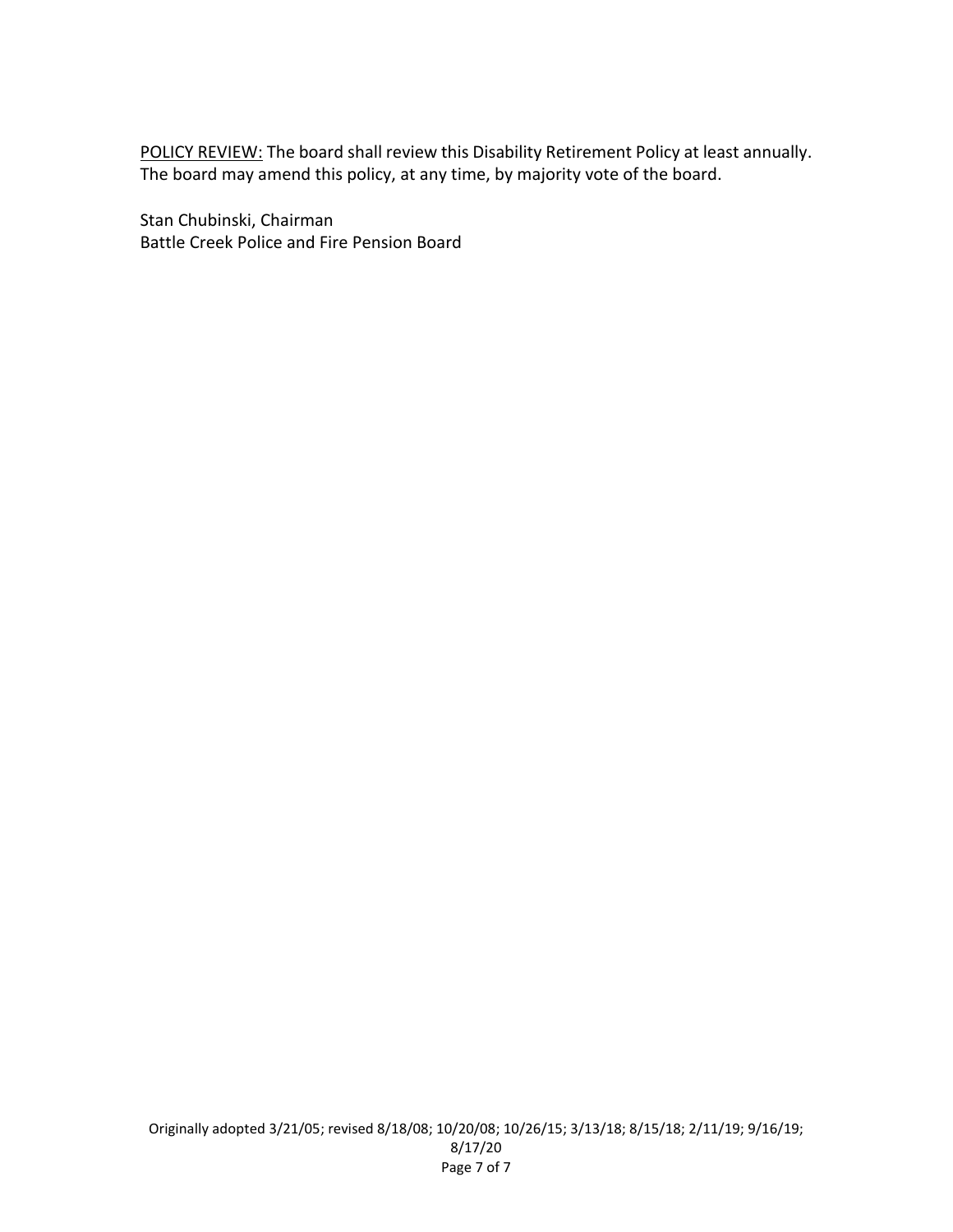POLICY REVIEW: The board shall review this Disability Retirement Policy at least annually. The board may amend this policy, at any time, by majority vote of the board.

Stan Chubinski, Chairman
Battle Creek Police and Fire Pension Board